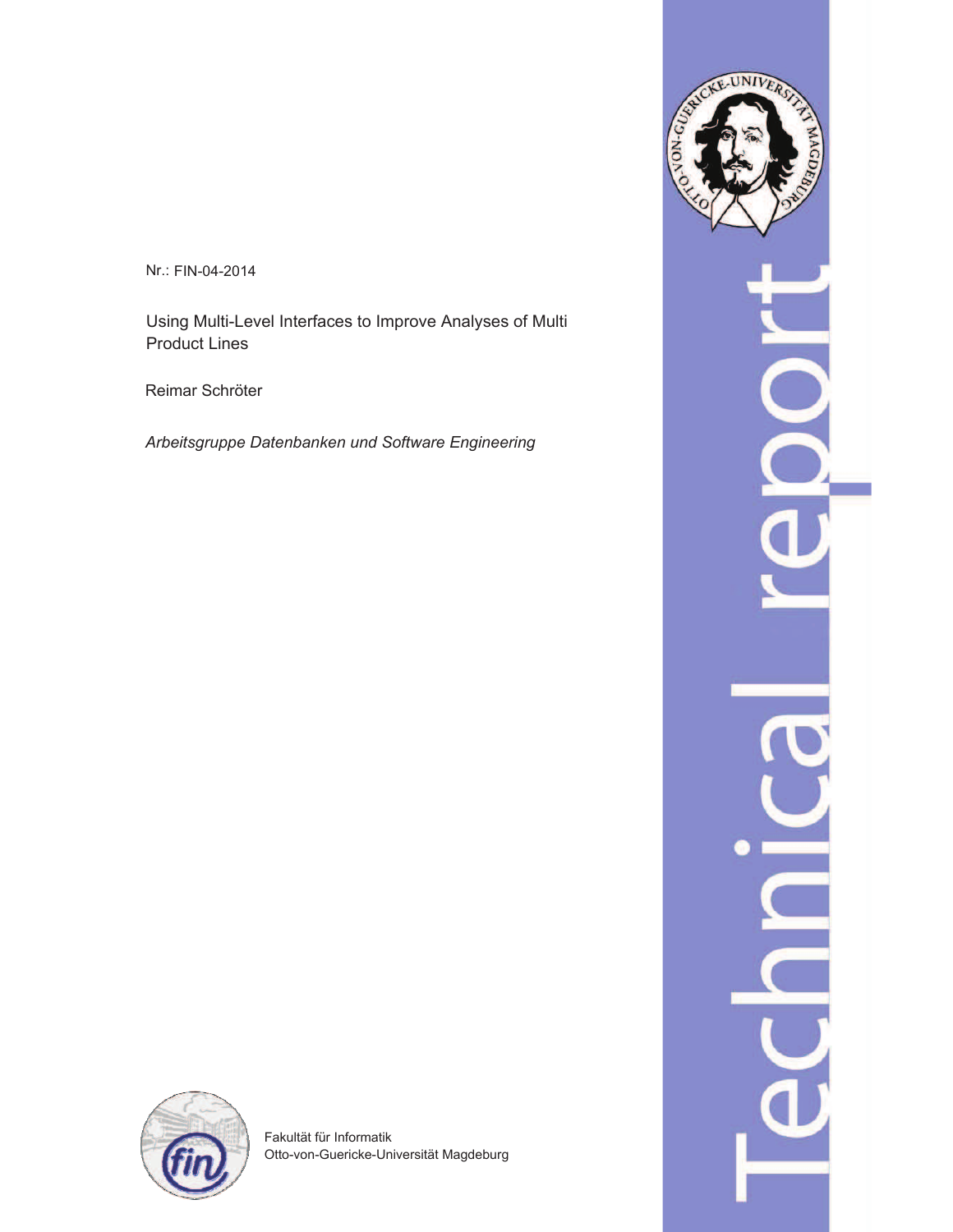Nr.: FIN-04-2014

# Using Multi-Level Interfaces to Improve Analyses of Multi Product Lines

Reimar Schröter

*Arbeitsgruppe Datenbanken und Software Engineering*

Technical report

Fakultät für Informatik
Otto-von-Guericke-Universität Magdeburg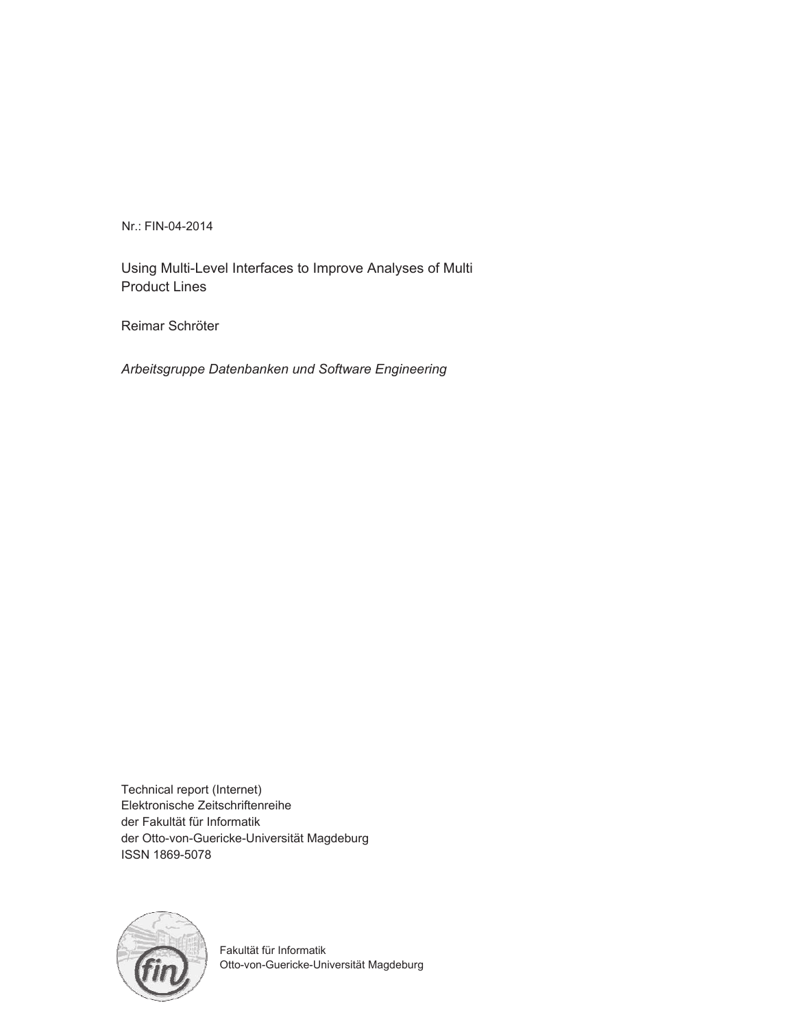Nr.: FIN-04-2014

# Using Multi-Level Interfaces to Improve Analyses of Multi Product Lines

Reimar Schröter

*Arbeitsgruppe Datenbanken und Software Engineering*

Technical report (Internet)
Elektronische Zeitschriftenreihe
der Fakultät für Informatik
der Otto-von-Guericke-Universität Magdeburg
ISSN 1869-5078

Fakultät für Informatik
Otto-von-Guericke-Universität Magdeburg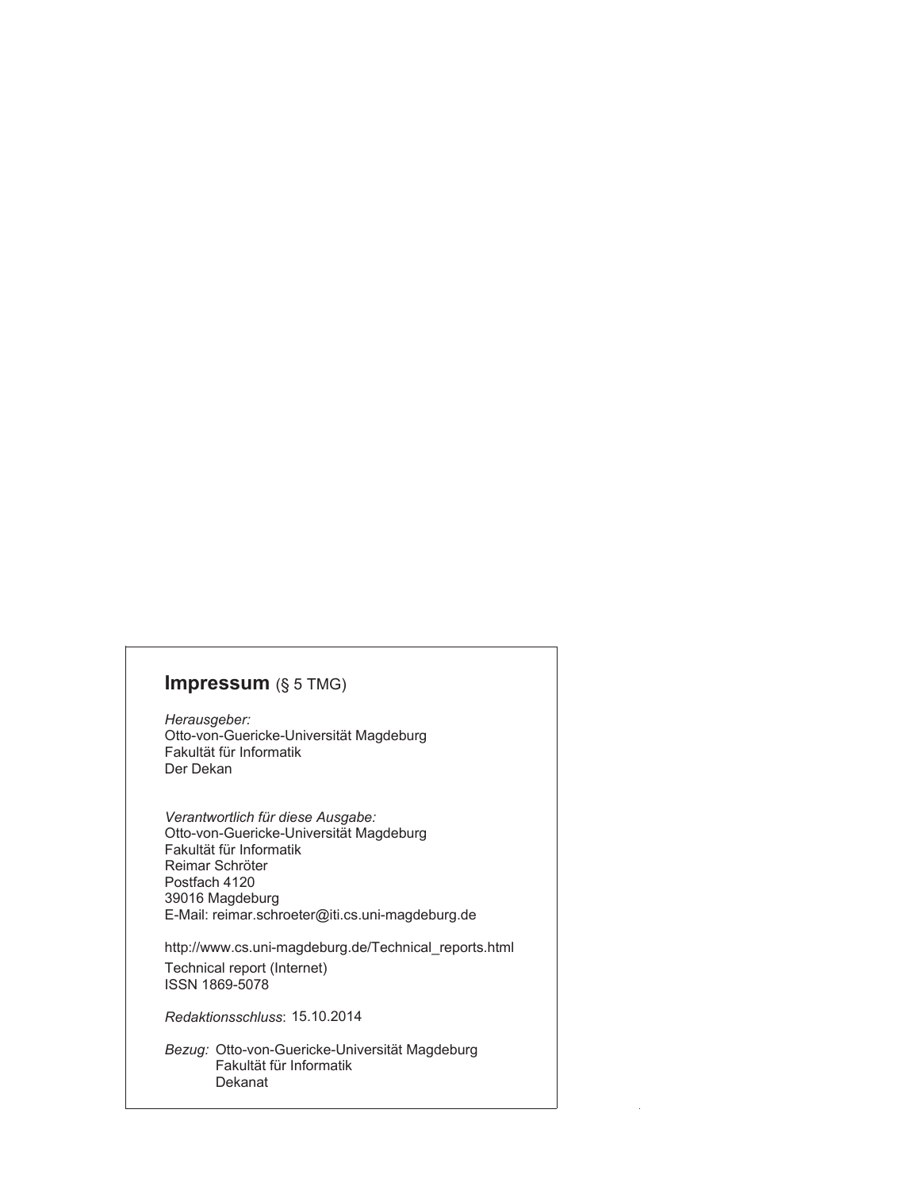## **Impressum** (§ 5 TMG)

*Herausgeber:*
Otto-von-Guericke-Universität Magdeburg
Fakultät für Informatik
Der Dekan

*Verantwortlich für diese Ausgabe:*
Otto-von-Guericke-Universität Magdeburg
Fakultät für Informatik
Reimar Schröter
Postfach 4120
39016 Magdeburg
E-Mail: reimar.schroeter@iti.cs.uni-magdeburg.de

http://www.cs.uni-magdeburg.de/Technical_reports.html
Technical report (Internet)
ISSN 1869-5078

*Redaktionsschluss*: 15.10.2014

*Bezug:* Otto-von-Guericke-Universität Magdeburg
Fakultät für Informatik
Dekanat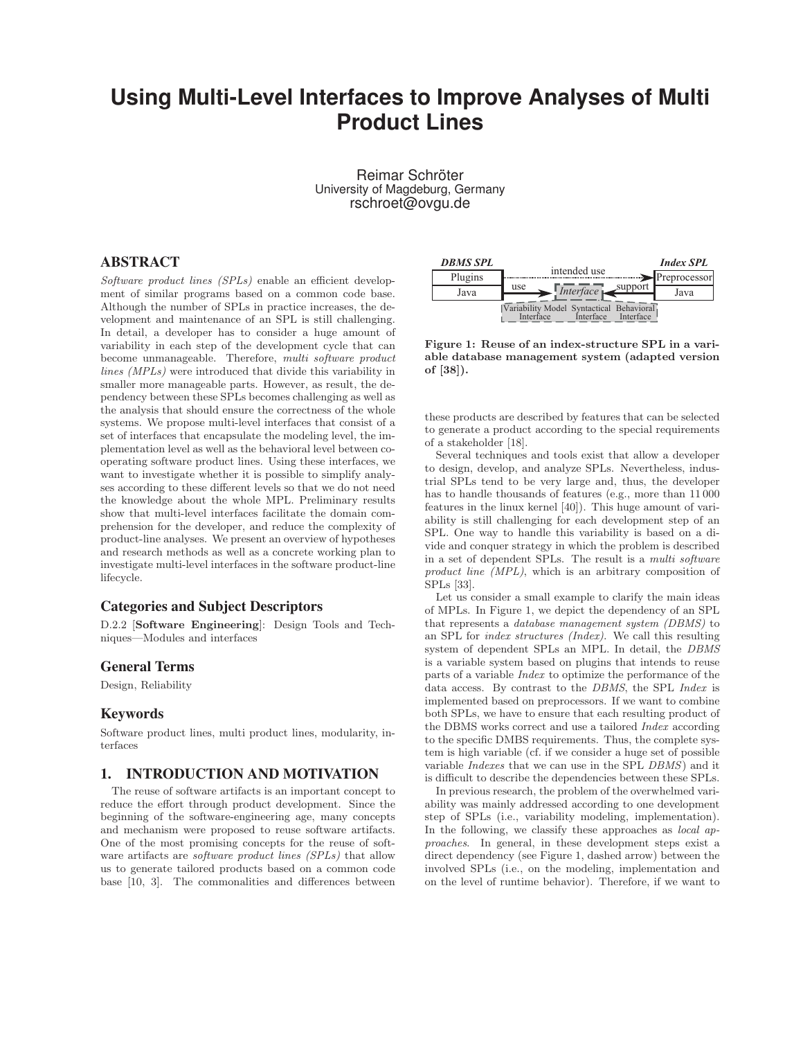# Using Multi-Level Interfaces to Improve Analyses of Multi Product Lines

Reimar Schröter
University of Magdeburg, Germany
rschroet@ovgu.de

## ABSTRACT

*Software product lines (SPLs)* enable an efficient development of similar programs based on a common code base. Although the number of SPLs in practice increases, the development and maintenance of an SPL is still challenging. In detail, a developer has to consider a huge amount of variability in each step of the development cycle that can become unmanageable. Therefore, *multi software product lines (MPLs)* were introduced that divide this variability in smaller more manageable parts. However, as result, the dependency between these SPLs becomes challenging as well as the analysis that should ensure the correctness of the whole systems. We propose multi-level interfaces that consist of a set of interfaces that encapsulate the modeling level, the implementation level as well as the behavioral level between cooperating software product lines. Using these interfaces, we want to investigate whether it is possible to simplify analyses according to these different levels so that we do not need the knowledge about the whole MPL. Preliminary results show that multi-level interfaces facilitate the domain comprehension for the developer, and reduce the complexity of product-line analyses. We present an overview of hypotheses and research methods as well as a concrete working plan to investigate multi-level interfaces in the software product-line lifecycle.

### Categories and Subject Descriptors

D.2.2 [**Software Engineering**]: Design Tools and Techniques—Modules and interfaces

### General Terms

Design, Reliability

### Keywords

Software product lines, multi product lines, modularity, interfaces

## 1. INTRODUCTION AND MOTIVATION

The reuse of software artifacts is an important concept to reduce the effort through product development. Since the beginning of the software-engineering age, many concepts and mechanism were proposed to reuse software artifacts. One of the most promising concepts for the reuse of software artifacts are *software product lines (SPLs)* that allow us to generate tailored products based on a common code base [10, 3]. The commonalities and differences between these products are described by features that can be selected to generate a product according to the special requirements of a stakeholder [18].

Several techniques and tools exist that allow a developer to design, develop, and analyze SPLs. Nevertheless, industrial SPLs tend to be very large and, thus, the developer has to handle thousands of features (e.g., more than 11 000 features in the linux kernel [40]). This huge amount of variability is still challenging for each development step of an SPL. One way to handle this variability is based on a divide and conquer strategy in which the problem is described in a set of dependent SPLs. The result is a *multi software product line (MPL)*, which is an arbitrary composition of SPLs [33].

Let us consider a small example to clarify the main ideas of MPLs. In Figure 1, we depict the dependency of an SPL that represents a *database management system (DBMS)* to an SPL for *index structures (Index)*. We call this resulting system of dependent SPLs an MPL. In detail, the *DBMS* is a variable system based on plugins that intends to reuse parts of a variable *Index* to optimize the performance of the data access. By contrast to the *DBMS*, the SPL *Index* is implemented based on preprocessors. If we want to combine both SPLs, we have to ensure that each resulting product of the DBMS works correct and use a tailored *Index* according to the specific DMBS requirements. Thus, the complete system is high variable (cf. if we consider a huge set of possible variable *Indexes* that we can use in the SPL *DBMS*) and it is difficult to describe the dependencies between these SPLs.

In previous research, the problem of the overwhelmed variability was mainly addressed according to one development step of SPLs (i.e., variability modeling, implementation). In the following, we classify these approaches as *local approaches*. In general, in these development steps exist a direct dependency (see Figure 1, dashed arrow) between the involved SPLs (i.e., on the modeling, implementation and on the level of runtime behavior). Therefore, if we want to

**Figure 1: Reuse of an index-structure SPL in a variable database management system (adapted version of [38]).**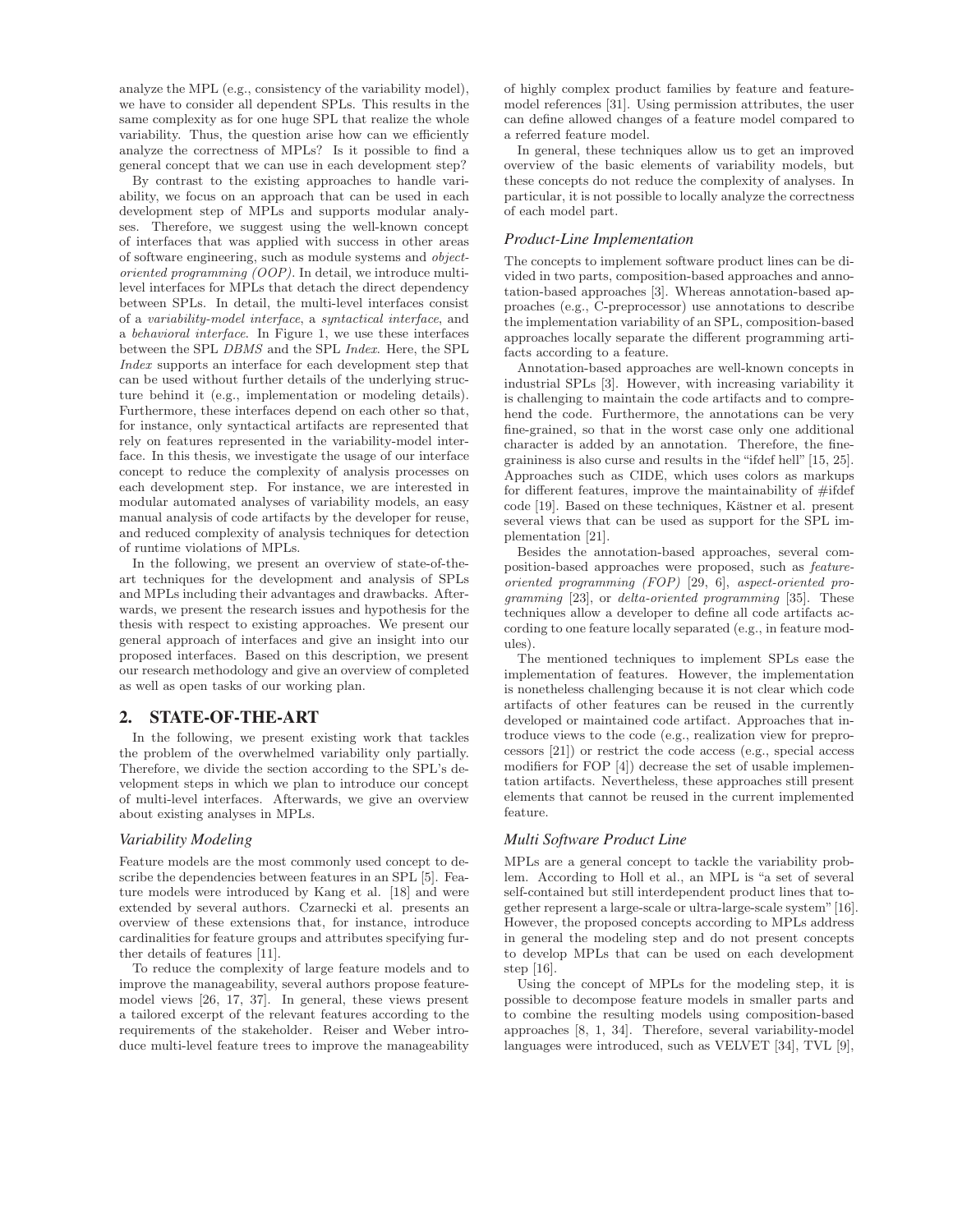analyze the MPL (e.g., consistency of the variability model), we have to consider all dependent SPLs. This results in the same complexity as for one huge SPL that realize the whole variability. Thus, the question arise how can we efficiently analyze the correctness of MPLs? Is it possible to find a general concept that we can use in each development step?

By contrast to the existing approaches to handle variability, we focus on an approach that can be used in each development step of MPLs and supports modular analyses. Therefore, we suggest using the well-known concept of interfaces that was applied with success in other areas of software engineering, such as module systems and *object-oriented programming (OOP)*. In detail, we introduce multi-level interfaces for MPLs that detach the direct dependency between SPLs. In detail, the multi-level interfaces consist of a *variability-model interface*, a *syntactical interface*, and a *behavioral interface*. In Figure 1, we use these interfaces between the SPL *DBMS* and the SPL *Index*. Here, the SPL *Index* supports an interface for each development step that can be used without further details of the underlying structure behind it (e.g., implementation or modeling details). Furthermore, these interfaces depend on each other so that, for instance, only syntactical artifacts are represented that rely on features represented in the variability-model interface. In this thesis, we investigate the usage of our interface concept to reduce the complexity of analysis processes on each development step. For instance, we are interested in modular automated analyses of variability models, an easy manual analysis of code artifacts by the developer for reuse, and reduced complexity of analysis techniques for detection of runtime violations of MPLs.

In the following, we present an overview of state-of-the-art techniques for the development and analysis of SPLs and MPLs including their advantages and drawbacks. Afterwards, we present the research issues and hypothesis for the thesis with respect to existing approaches. We present our general approach of interfaces and give an insight into our proposed interfaces. Based on this description, we present our research methodology and give an overview of completed as well as open tasks of our working plan.

## 2. STATE-OF-THE-ART

In the following, we present existing work that tackles the problem of the overwhelmed variability only partially. Therefore, we divide the section according to the SPL's development steps in which we plan to introduce our concept of multi-level interfaces. Afterwards, we give an overview about existing analyses in MPLs.

### Variability Modeling

Feature models are the most commonly used concept to describe the dependencies between features in an SPL [5]. Feature models were introduced by Kang et al. [18] and were extended by several authors. Czarnecki et al. presents an overview of these extensions that, for instance, introduce cardinalities for feature groups and attributes specifying further details of features [11].

To reduce the complexity of large feature models and to improve the manageability, several authors propose feature-model views [26, 17, 37]. In general, these views present a tailored excerpt of the relevant features according to the requirements of the stakeholder. Reiser and Weber introduce multi-level feature trees to improve the manageability of highly complex product families by feature and feature-model references [31]. Using permission attributes, the user can define allowed changes of a feature model compared to a referred feature model.

In general, these techniques allow us to get an improved overview of the basic elements of variability models, but these concepts do not reduce the complexity of analyses. In particular, it is not possible to locally analyze the correctness of each model part.

### Product-Line Implementation

The concepts to implement software product lines can be divided in two parts, composition-based approaches and annotation-based approaches [3]. Whereas annotation-based approaches (e.g., C-preprocessor) use annotations to describe the implementation variability of an SPL, composition-based approaches locally separate the different programming artifacts according to a feature.

Annotation-based approaches are well-known concepts in industrial SPLs [3]. However, with increasing variability it is challenging to maintain the code artifacts and to comprehend the code. Furthermore, the annotations can be very fine-grained, so that in the worst case only one additional character is added by an annotation. Therefore, the fine-graininess is also curse and results in the "ifdef hell" [15, 25]. Approaches such as CIDE, which uses colors as markups for different features, improve the maintainability of #ifdef code [19]. Based on these techniques, Kästner et al. present several views that can be used as support for the SPL implementation [21].

Besides the annotation-based approaches, several composition-based approaches were proposed, such as *feature-oriented programming (FOP)* [29, 6], *aspect-oriented programming* [23], or *delta-oriented programming* [35]. These techniques allow a developer to define all code artifacts according to one feature locally separated (e.g., in feature modules).

The mentioned techniques to implement SPLs ease the implementation of features. However, the implementation is nonetheless challenging because it is not clear which code artifacts of other features can be reused in the currently developed or maintained code artifact. Approaches that introduce views to the code (e.g., realization view for preprocessors [21]) or restrict the code access (e.g., special access modifiers for FOP [4]) decrease the set of usable implementation artifacts. Nevertheless, these approaches still present elements that cannot be reused in the current implemented feature.

### Multi Software Product Line

MPLs are a general concept to tackle the variability problem. According to Holl et al., an MPL is "a set of several self-contained but still interdependent product lines that together represent a large-scale or ultra-large-scale system" [16]. However, the proposed concepts according to MPLs address in general the modeling step and do not present concepts to develop MPLs that can be used on each development step [16].

Using the concept of MPLs for the modeling step, it is possible to decompose feature models in smaller parts and to combine the resulting models using composition-based approaches [8, 1, 34]. Therefore, several variability-model languages were introduced, such as VELVET [34], TVL [9],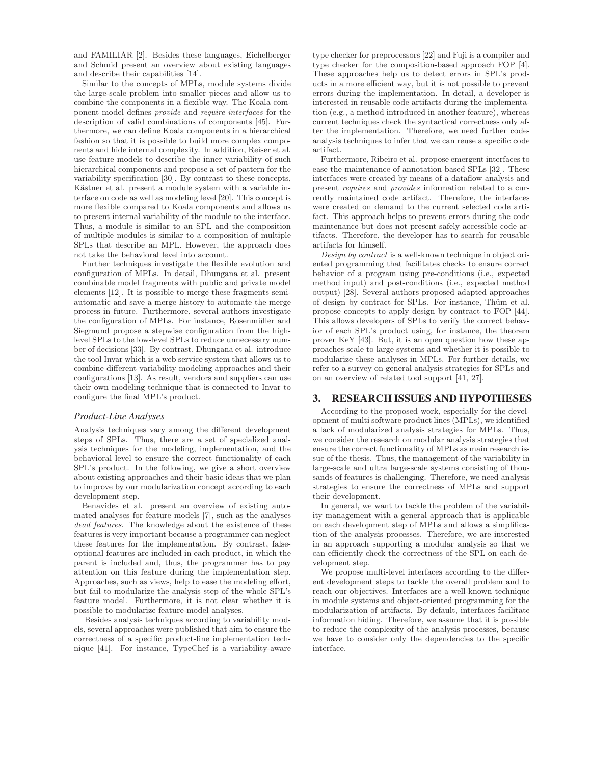and FAMILIAR [2]. Besides these languages, Eichelberger and Schmid present an overview about existing languages and describe their capabilities [14].

Similar to the concepts of MPLs, module systems divide the large-scale problem into smaller pieces and allow us to combine the components in a flexible way. The Koala component model defines *provide* and *require interfaces* for the description of valid combinations of components [45]. Furthermore, we can define Koala components in a hierarchical fashion so that it is possible to build more complex components and hide internal complexity. In addition, Reiser et al. use feature models to describe the inner variability of such hierarchical components and propose a set of pattern for the variability specification [30]. By contrast to these concepts, Kästner et al. present a module system with a variable interface on code as well as modeling level [20]. This concept is more flexible compared to Koala components and allows us to present internal variability of the module to the interface. Thus, a module is similar to an SPL and the composition of multiple modules is similar to a composition of multiple SPLs that describe an MPL. However, the approach does not take the behavioral level into account.

Further techniques investigate the flexible evolution and configuration of MPLs. In detail, Dhungana et al. present combinable model fragments with public and private model elements [12]. It is possible to merge these fragments semi-automatic and save a merge history to automate the merge process in future. Furthermore, several authors investigate the configuration of MPLs. For instance, Rosenmüller and Siegmund propose a stepwise configuration from the high-level SPLs to the low-level SPLs to reduce unnecessary number of decisions [33]. By contrast, Dhungana et al. introduce the tool Invar which is a web service system that allows us to combine different variability modeling approaches and their configurations [13]. As result, vendors and suppliers can use their own modeling technique that is connected to Invar to configure the final MPL's product.

### *Product-Line Analyses*

Analysis techniques vary among the different development steps of SPLs. Thus, there are a set of specialized analysis techniques for the modeling, implementation, and the behavioral level to ensure the correct functionality of each SPL's product. In the following, we give a short overview about existing approaches and their basic ideas that we plan to improve by our modularization concept according to each development step.

Benavides et al. present an overview of existing automated analyses for feature models [7], such as the analyses *dead features*. The knowledge about the existence of these features is very important because a programmer can neglect these features for the implementation. By contrast, false-optional features are included in each product, in which the parent is included and, thus, the programmer has to pay attention on this feature during the implementation step. Approaches, such as views, help to ease the modeling effort, but fail to modularize the analysis step of the whole SPL's feature model. Furthermore, it is not clear whether it is possible to modularize feature-model analyses.

Besides analysis techniques according to variability models, several approaches were published that aim to ensure the correctness of a specific product-line implementation technique [41]. For instance, TypeChef is a variability-aware type checker for preprocessors [22] and Fuji is a compiler and type checker for the composition-based approach FOP [4]. These approaches help us to detect errors in SPL's products in a more efficient way, but it is not possible to prevent errors during the implementation. In detail, a developer is interested in reusable code artifacts during the implementation (e.g., a method introduced in another feature), whereas current techniques check the syntactical correctness only after the implementation. Therefore, we need further code-analysis techniques to infer that we can reuse a specific code artifact.

Furthermore, Ribeiro et al. propose emergent interfaces to ease the maintenance of annotation-based SPLs [32]. These interfaces were created by means of a dataflow analysis and present *requires* and *provides* information related to a currently maintained code artifact. Therefore, the interfaces were created on demand to the current selected code artifact. This approach helps to prevent errors during the code maintenance but does not present safely accessible code artifacts. Therefore, the developer has to search for reusable artifacts for himself.

*Design by contract* is a well-known technique in object oriented programming that facilitates checks to ensure correct behavior of a program using pre-conditions (i.e., expected method input) and post-conditions (i.e., expected method output) [28]. Several authors proposed adapted approaches of design by contract for SPLs. For instance, Thüm et al. propose concepts to apply design by contract to FOP [44]. This allows developers of SPLs to verify the correct behavior of each SPL's product using, for instance, the theorem prover KeY [43]. But, it is an open question how these approaches scale to large systems and whether it is possible to modularize these analyses in MPLs. For further details, we refer to a survey on general analysis strategies for SPLs and on an overview of related tool support [41, 27].

## 3. RESEARCH ISSUES AND HYPOTHESES

According to the proposed work, especially for the development of multi software product lines (MPLs), we identified a lack of modularized analysis strategies for MPLs. Thus, we consider the research on modular analysis strategies that ensure the correct functionality of MPLs as main research issue of the thesis. Thus, the management of the variability in large-scale and ultra large-scale systems consisting of thousands of features is challenging. Therefore, we need analysis strategies to ensure the correctness of MPLs and support their development.

In general, we want to tackle the problem of the variability management with a general approach that is applicable on each development step of MPLs and allows a simplification of the analysis processes. Therefore, we are interested in an approach supporting a modular analysis so that we can efficiently check the correctness of the SPL on each development step.

We propose multi-level interfaces according to the different development steps to tackle the overall problem and to reach our objectives. Interfaces are a well-known technique in module systems and object-oriented programming for the modularization of artifacts. By default, interfaces facilitate information hiding. Therefore, we assume that it is possible to reduce the complexity of the analysis processes, because we have to consider only the dependencies to the specific interface.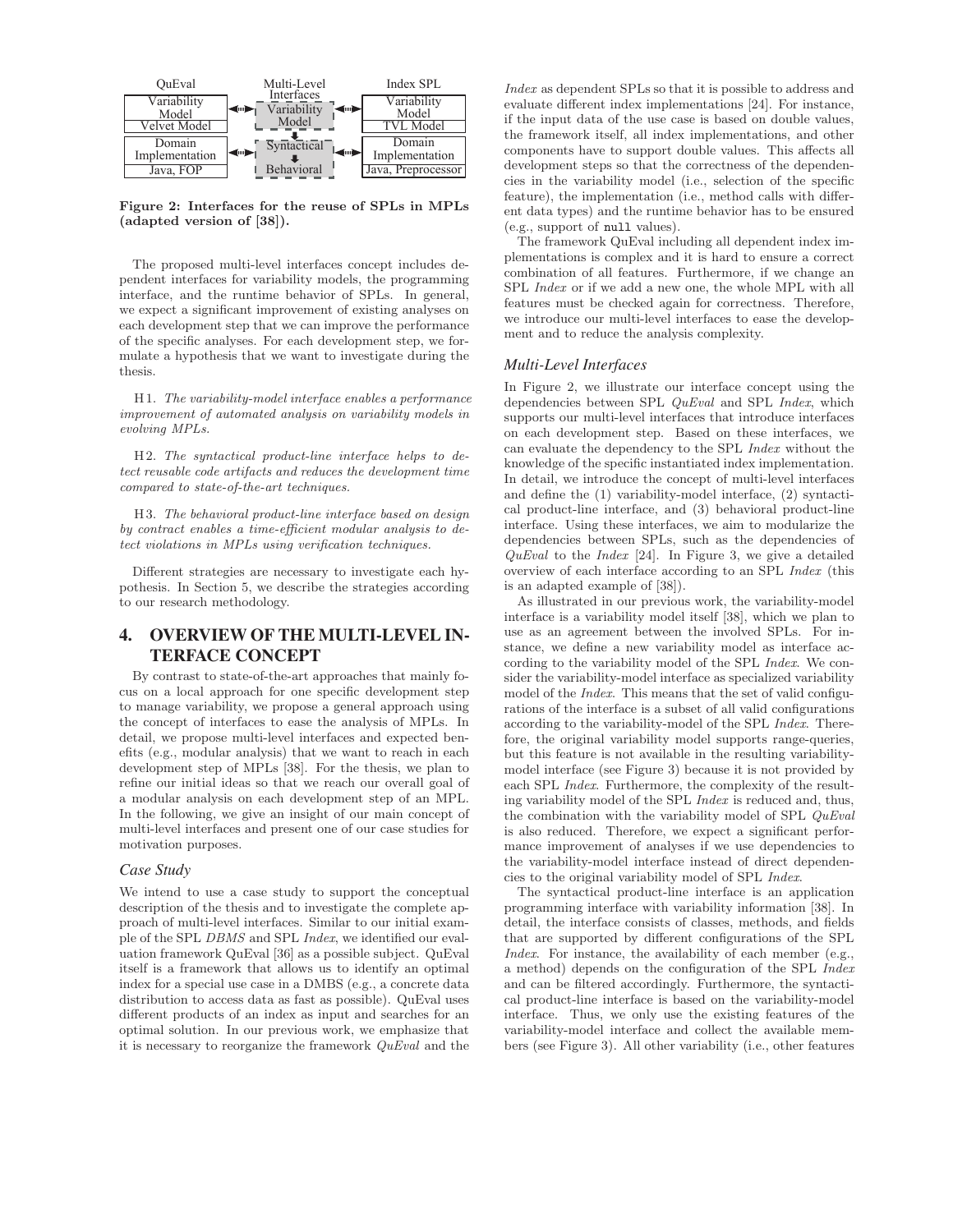| QuEval | Multi-Level Interfaces | Index SPL |
| --- | --- | --- |
| Variability Model | Variability Model | Variability Model |
| Velvet Model | | TVL Model |
| Domain Implementation | Syntactical | Domain Implementation |
| Java, FOP | Behavioral | Java, Preprocessor |

**Figure 2: Interfaces for the reuse of SPLs in MPLs (adapted version of [38]).**

The proposed multi-level interfaces concept includes dependent interfaces for variability models, the programming interface, and the runtime behavior of SPLs. In general, we expect a significant improvement of existing analyses on each development step that we can improve the performance of the specific analyses. For each development step, we formulate a hypothesis that we want to investigate during the thesis.

H 1. *The variability-model interface enables a performance improvement of automated analysis on variability models in evolving MPLs.*

H 2. *The syntactical product-line interface helps to detect reusable code artifacts and reduces the development time compared to state-of-the-art techniques.*

H 3. *The behavioral product-line interface based on design by contract enables a time-efficient modular analysis to detect violations in MPLs using verification techniques.*

Different strategies are necessary to investigate each hypothesis. In Section 5, we describe the strategies according to our research methodology.

# 4. OVERVIEW OF THE MULTI-LEVEL INTERFACE CONCEPT

By contrast to state-of-the-art approaches that mainly focus on a local approach for one specific development step to manage variability, we propose a general approach using the concept of interfaces to ease the analysis of MPLs. In detail, we propose multi-level interfaces and expected benefits (e.g., modular analysis) that we want to reach in each development step of MPLs [38]. For the thesis, we plan to refine our initial ideas so that we reach our overall goal of a modular analysis on each development step of an MPL. In the following, we give an insight of our main concept of multi-level interfaces and present one of our case studies for motivation purposes.

## Case Study

We intend to use a case study to support the conceptual description of the thesis and to investigate the complete approach of multi-level interfaces. Similar to our initial example of the SPL *DBMS* and SPL *Index*, we identified our evaluation framework QuEval [36] as a possible subject. QuEval itself is a framework that allows us to identify an optimal index for a special use case in a DMBS (e.g., a concrete data distribution to access data as fast as possible). QuEval uses different products of an index as input and searches for an optimal solution. In our previous work, we emphasize that it is necessary to reorganize the framework *QuEval* and the *Index* as dependent SPLs so that it is possible to address and evaluate different index implementations [24]. For instance, if the input data of the use case is based on double values, the framework itself, all index implementations, and other components have to support double values. This affects all development steps so that the correctness of the dependencies in the variability model (i.e., selection of the specific feature), the implementation (i.e., method calls with different data types) and the runtime behavior has to be ensured (e.g., support of `null` values).

The framework QuEval including all dependent index implementations is complex and it is hard to ensure a correct combination of all features. Furthermore, if we change an SPL *Index* or if we add a new one, the whole MPL with all features must be checked again for correctness. Therefore, we introduce our multi-level interfaces to ease the development and to reduce the analysis complexity.

## Multi-Level Interfaces

In Figure 2, we illustrate our interface concept using the dependencies between SPL *QuEval* and SPL *Index*, which supports our multi-level interfaces that introduce interfaces on each development step. Based on these interfaces, we can evaluate the dependency to the SPL *Index* without the knowledge of the specific instantiated index implementation. In detail, we introduce the concept of multi-level interfaces and define the (1) variability-model interface, (2) syntactical product-line interface, and (3) behavioral product-line interface. Using these interfaces, we aim to modularize the dependencies between SPLs, such as the dependencies of *QuEval* to the *Index* [24]. In Figure 3, we give a detailed overview of each interface according to an SPL *Index* (this is an adapted example of [38]).

As illustrated in our previous work, the variability-model interface is a variability model itself [38], which we plan to use as an agreement between the involved SPLs. For instance, we define a new variability model as interface according to the variability model of the SPL *Index*. We consider the variability-model interface as specialized variability model of the *Index*. This means that the set of valid configurations of the interface is a subset of all valid configurations according to the variability-model of the SPL *Index*. Therefore, the original variability model supports range-queries, but this feature is not available in the resulting variability-model interface (see Figure 3) because it is not provided by each SPL *Index*. Furthermore, the complexity of the resulting variability model of the SPL *Index* is reduced and, thus, the combination with the variability model of SPL *QuEval* is also reduced. Therefore, we expect a significant performance improvement of analyses if we use dependencies to the variability-model interface instead of direct dependencies to the original variability model of SPL *Index*.

The syntactical product-line interface is an application programming interface with variability information [38]. In detail, the interface consists of classes, methods, and fields that are supported by different configurations of the SPL *Index*. For instance, the availability of each member (e.g., a method) depends on the configuration of the SPL *Index* and can be filtered accordingly. Furthermore, the syntactical product-line interface is based on the variability-model interface. Thus, we only use the existing features of the variability-model interface and collect the available members (see Figure 3). All other variability (i.e., other features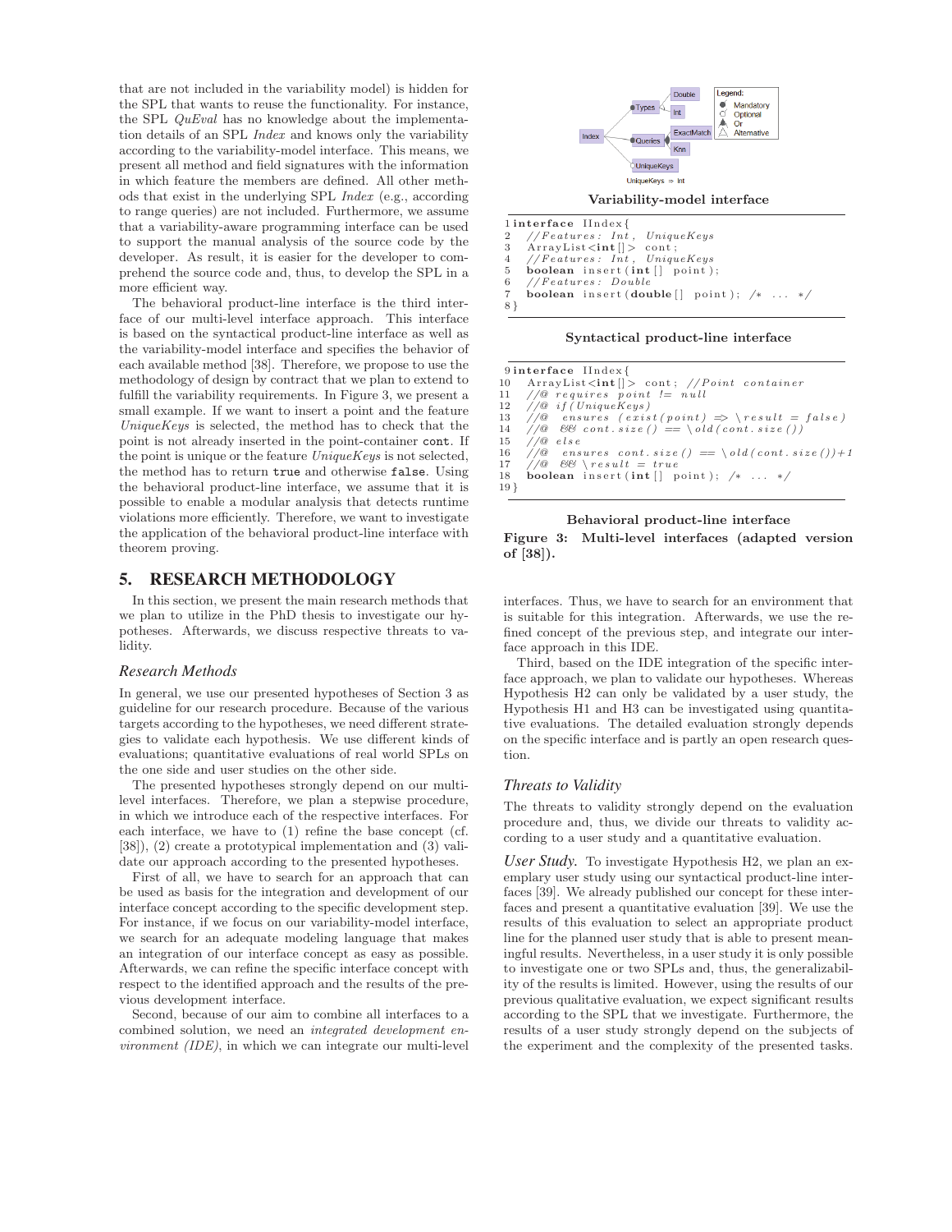that are not included in the variability model) is hidden for the SPL that wants to reuse the functionality. For instance, the SPL *QuEval* has no knowledge about the implementation details of an SPL *Index* and knows only the variability according to the variability-model interface. This means, we present all method and field signatures with the information in which feature the members are defined. All other methods that exist in the underlying SPL *Index* (e.g., according to range queries) are not included. Furthermore, we assume that a variability-aware programming interface can be used to support the manual analysis of the source code by the developer. As result, it is easier for the developer to comprehend the source code and, thus, to develop the SPL in a more efficient way.

The behavioral product-line interface is the third interface of our multi-level interface approach. This interface is based on the syntactical product-line interface as well as the variability-model interface and specifies the behavior of each available method [38]. Therefore, we propose to use the methodology of design by contract that we plan to extend to fulfill the variability requirements. In Figure 3, we present a small example. If we want to insert a point and the feature *UniqueKeys* is selected, the method has to check that the point is not already inserted in the point-container `cont`. If the point is unique or the feature *UniqueKeys* is not selected, the method has to return `true` and otherwise `false`. Using the behavioral product-line interface, we assume that it is possible to enable a modular analysis that detects runtime violations more efficiently. Therefore, we want to investigate the application of the behavioral product-line interface with theorem proving.

Index — Types (Double, Int); Queries (ExactMatch, Knn); UniqueKeys (optional). Legend: Mandatory, Optional, Or, Alternative. UniqueKeys ⇒ Int

**Variability-model interface**

```
1 interface IIndex{
2   //Features: Int, UniqueKeys
3   ArrayList<int[]> cont;
4   //Features: Int, UniqueKeys
5   boolean insert(int[] point);
6   //Features: Double
7   boolean insert(double[] point); /* ... */
8 }
```

**Syntactical product-line interface**

```
9 interface IIndex{
10   ArrayList<int[]> cont; //Point container
11   //@ requires point != null
12   //@ if(UniqueKeys)
13   //@   ensures (exist(point) => \result = false)
14   //@   && cont.size() == \old(cont.size())
15   //@ else
16   //@   ensures cont.size() == \old(cont.size())+1
17   //@   && \result = true
18   boolean insert(int[] point); /* ... */
19 }
```

**Behavioral product-line interface**

**Figure 3: Multi-level interfaces (adapted version of [38]).**

## 5. RESEARCH METHODOLOGY

In this section, we present the main research methods that we plan to utilize in the PhD thesis to investigate our hypotheses. Afterwards, we discuss respective threats to validity.

### *Research Methods*

In general, we use our presented hypotheses of Section 3 as guideline for our research procedure. Because of the various targets according to the hypotheses, we need different strategies to validate each hypothesis. We use different kinds of evaluations; quantitative evaluations of real world SPLs on the one side and user studies on the other side.

The presented hypotheses strongly depend on our multi-level interfaces. Therefore, we plan a stepwise procedure, in which we introduce each of the respective interfaces. For each interface, we have to (1) refine the base concept (cf. [38]), (2) create a prototypical implementation and (3) validate our approach according to the presented hypotheses.

First of all, we have to search for an approach that can be used as basis for the integration and development of our interface concept according to the specific development step. For instance, if we focus on our variability-model interface, we search for an adequate modeling language that makes an integration of our interface concept as easy as possible. Afterwards, we can refine the specific interface concept with respect to the identified approach and the results of the previous development interface.

Second, because of our aim to combine all interfaces to a combined solution, we need an *integrated development environment (IDE)*, in which we can integrate our multi-level interfaces. Thus, we have to search for an environment that is suitable for this integration. Afterwards, we use the refined concept of the previous step, and integrate our interface approach in this IDE.

Third, based on the IDE integration of the specific interface approach, we plan to validate our hypotheses. Whereas Hypothesis H2 can only be validated by a user study, the Hypothesis H1 and H3 can be investigated using quantitative evaluations. The detailed evaluation strongly depends on the specific interface and is partly an open research question.

### *Threats to Validity*

The threats to validity strongly depend on the evaluation procedure and, thus, we divide our threats to validity according to a user study and a quantitative evaluation.

*User Study.* To investigate Hypothesis H2, we plan an exemplary user study using our syntactical product-line interfaces [39]. We already published our concept for these interfaces and present a quantitative evaluation [39]. We use the results of this evaluation to select an appropriate product line for the planned user study that is able to present meaningful results. Nevertheless, in a user study it is only possible to investigate one or two SPLs and, thus, the generalizability of the results is limited. However, using the results of our previous qualitative evaluation, we expect significant results according to the SPL that we investigate. Furthermore, the results of a user study strongly depend on the subjects of the experiment and the complexity of the presented tasks.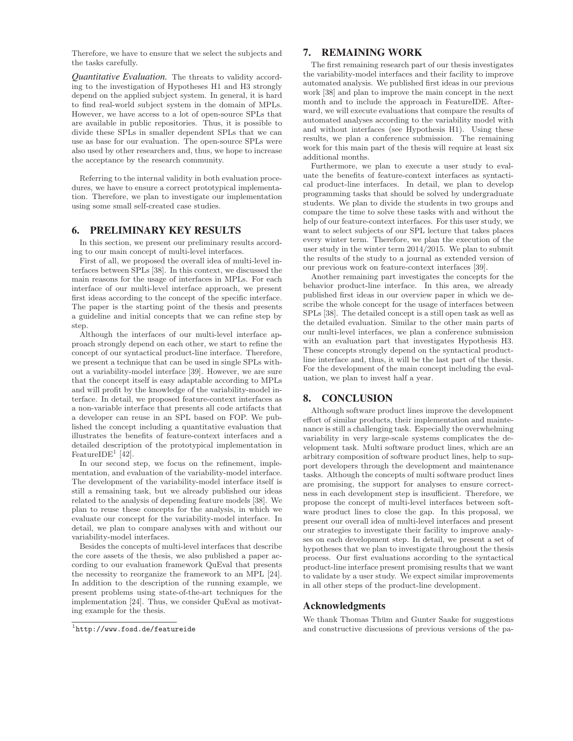Therefore, we have to ensure that we select the subjects and the tasks carefully.

*Quantitative Evaluation.* The threats to validity according to the investigation of Hypotheses H1 and H3 strongly depend on the applied subject system. In general, it is hard to find real-world subject system in the domain of MPLs. However, we have access to a lot of open-source SPLs that are available in public repositories. Thus, it is possible to divide these SPLs in smaller dependent SPLs that we can use as base for our evaluation. The open-source SPLs were also used by other researchers and, thus, we hope to increase the acceptance by the research community.

Referring to the internal validity in both evaluation procedures, we have to ensure a correct prototypical implementation. Therefore, we plan to investigate our implementation using some small self-created case studies.

## 6. PRELIMINARY KEY RESULTS

In this section, we present our preliminary results according to our main concept of multi-level interfaces.

First of all, we proposed the overall idea of multi-level interfaces between SPLs [38]. In this context, we discussed the main reasons for the usage of interfaces in MPLs. For each interface of our multi-level interface approach, we present first ideas according to the concept of the specific interface. The paper is the starting point of the thesis and presents a guideline and initial concepts that we can refine step by step.

Although the interfaces of our multi-level interface approach strongly depend on each other, we start to refine the concept of our syntactical product-line interface. Therefore, we present a technique that can be used in single SPLs without a variability-model interface [39]. However, we are sure that the concept itself is easy adaptable according to MPLs and will profit by the knowledge of the variability-model interface. In detail, we proposed feature-context interfaces as a non-variable interface that presents all code artifacts that a developer can reuse in an SPL based on FOP. We published the concept including a quantitative evaluation that illustrates the benefits of feature-context interfaces and a detailed description of the prototypical implementation in FeatureIDE[1] [42].

In our second step, we focus on the refinement, implementation, and evaluation of the variability-model interface. The development of the variability-model interface itself is still a remaining task, but we already published our ideas related to the analysis of depending feature models [38]. We plan to reuse these concepts for the analysis, in which we evaluate our concept for the variability-model interface. In detail, we plan to compare analyses with and without our variability-model interfaces.

Besides the concepts of multi-level interfaces that describe the core assets of the thesis, we also published a paper according to our evaluation framework QuEval that presents the necessity to reorganize the framework to an MPL [24]. In addition to the description of the running example, we present problems using state-of-the-art techniques for the implementation [24]. Thus, we consider QuEval as motivating example for the thesis.

[1] http://www.fosd.de/featureide

## 7. REMAINING WORK

The first remaining research part of our thesis investigates the variability-model interfaces and their facility to improve automated analysis. We published first ideas in our previous work [38] and plan to improve the main concept in the next month and to include the approach in FeatureIDE. Afterward, we will execute evaluations that compare the results of automated analyses according to the variability model with and without interfaces (see Hypothesis H1). Using these results, we plan a conference submission. The remaining work for this main part of the thesis will require at least six additional months.

Furthermore, we plan to execute a user study to evaluate the benefits of feature-context interfaces as syntactical product-line interfaces. In detail, we plan to develop programming tasks that should be solved by undergraduate students. We plan to divide the students in two groups and compare the time to solve these tasks with and without the help of our feature-context interfaces. For this user study, we want to select subjects of our SPL lecture that takes places every winter term. Therefore, we plan the execution of the user study in the winter term 2014/2015. We plan to submit the results of the study to a journal as extended version of our previous work on feature-context interfaces [39].

Another remaining part investigates the concepts for the behavior product-line interface. In this area, we already published first ideas in our overview paper in which we describe the whole concept for the usage of interfaces between SPLs [38]. The detailed concept is a still open task as well as the detailed evaluation. Similar to the other main parts of our multi-level interfaces, we plan a conference submission with an evaluation part that investigates Hypothesis H3. These concepts strongly depend on the syntactical product-line interface and, thus, it will be the last part of the thesis. For the development of the main concept including the evaluation, we plan to invest half a year.

## 8. CONCLUSION

Although software product lines improve the development effort of similar products, their implementation and maintenance is still a challenging task. Especially the overwhelming variability in very large-scale systems complicates the development task. Multi software product lines, which are an arbitrary composition of software product lines, help to support developers through the development and maintenance tasks. Although the concepts of multi software product lines are promising, the support for analyses to ensure correctness in each development step is insufficient. Therefore, we propose the concept of multi-level interfaces between software product lines to close the gap. In this proposal, we present our overall idea of multi-level interfaces and present our strategies to investigate their facility to improve analyses on each development step. In detail, we present a set of hypotheses that we plan to investigate throughout the thesis process. Our first evaluations according to the syntactical product-line interface present promising results that we want to validate by a user study. We expect similar improvements in all other steps of the product-line development.

## Acknowledgments

We thank Thomas Thüm and Gunter Saake for suggestions and constructive discussions of previous versions of the pa-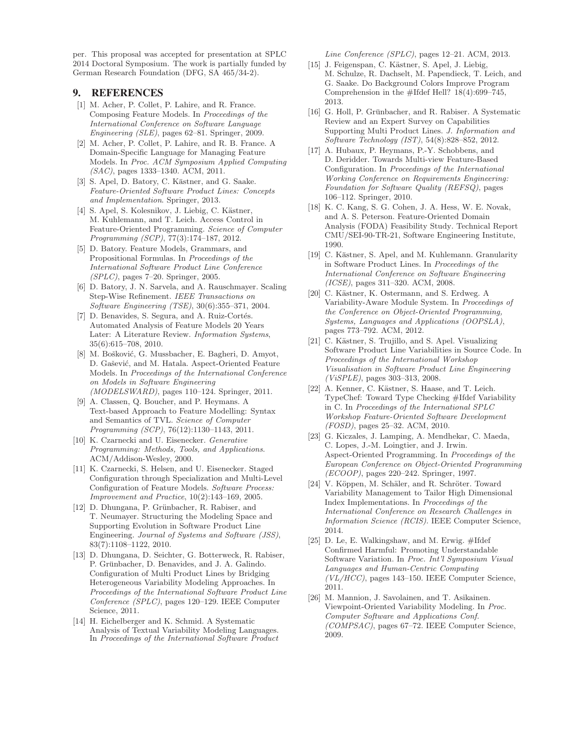per. This proposal was accepted for presentation at SPLC 2014 Doctoral Symposium. The work is partially funded by German Research Foundation (DFG, SA 465/34-2).

## 9. REFERENCES

[1] M. Acher, P. Collet, P. Lahire, and R. France. Composing Feature Models. In *Proceedings of the International Conference on Software Language Engineering (SLE)*, pages 62–81. Springer, 2009.

[2] M. Acher, P. Collet, P. Lahire, and R. B. France. A Domain-Specific Language for Managing Feature Models. In *Proc. ACM Symposium Applied Computing (SAC)*, pages 1333–1340. ACM, 2011.

[3] S. Apel, D. Batory, C. Kästner, and G. Saake. *Feature-Oriented Software Product Lines: Concepts and Implementation*. Springer, 2013.

[4] S. Apel, S. Kolesnikov, J. Liebig, C. Kästner, M. Kuhlemann, and T. Leich. Access Control in Feature-Oriented Programming. *Science of Computer Programming (SCP)*, 77(3):174–187, 2012.

[5] D. Batory. Feature Models, Grammars, and Propositional Formulas. In *Proceedings of the International Software Product Line Conference (SPLC)*, pages 7–20. Springer, 2005.

[6] D. Batory, J. N. Sarvela, and A. Rauschmayer. Scaling Step-Wise Refinement. *IEEE Transactions on Software Engineering (TSE)*, 30(6):355–371, 2004.

[7] D. Benavides, S. Segura, and A. Ruiz-Cortés. Automated Analysis of Feature Models 20 Years Later: A Literature Review. *Information Systems*, 35(6):615–708, 2010.

[8] M. Bošković, G. Mussbacher, E. Bagheri, D. Amyot, D. Gašević, and M. Hatala. Aspect-Oriented Feature Models. In *Proceedings of the International Conference on Models in Software Engineering (MODELSWARD)*, pages 110–124. Springer, 2011.

[9] A. Classen, Q. Boucher, and P. Heymans. A Text-based Approach to Feature Modelling: Syntax and Semantics of TVL. *Science of Computer Programming (SCP)*, 76(12):1130–1143, 2011.

[10] K. Czarnecki and U. Eisenecker. *Generative Programming: Methods, Tools, and Applications*. ACM/Addison-Wesley, 2000.

[11] K. Czarnecki, S. Helsen, and U. Eisenecker. Staged Configuration through Specialization and Multi-Level Configuration of Feature Models. *Software Process: Improvement and Practice*, 10(2):143–169, 2005.

[12] D. Dhungana, P. Grünbacher, R. Rabiser, and T. Neumayer. Structuring the Modeling Space and Supporting Evolution in Software Product Line Engineering. *Journal of Systems and Software (JSS)*, 83(7):1108–1122, 2010.

[13] D. Dhungana, D. Seichter, G. Botterweck, R. Rabiser, P. Grünbacher, D. Benavides, and J. A. Galindo. Configuration of Multi Product Lines by Bridging Heterogeneous Variability Modeling Approaches. In *Proceedings of the International Software Product Line Conference (SPLC)*, pages 120–129. IEEE Computer Science, 2011.

[14] H. Eichelberger and K. Schmid. A Systematic Analysis of Textual Variability Modeling Languages. In *Proceedings of the International Software Product Line Conference (SPLC)*, pages 12–21. ACM, 2013.

[15] J. Feigenspan, C. Kästner, S. Apel, J. Liebig, M. Schulze, R. Dachselt, M. Papendieck, T. Leich, and G. Saake. Do Background Colors Improve Program Comprehension in the #Ifdef Hell? 18(4):699–745, 2013.

[16] G. Holl, P. Grünbacher, and R. Rabiser. A Systematic Review and an Expert Survey on Capabilities Supporting Multi Product Lines. *J. Information and Software Technology (IST)*, 54(8):828–852, 2012.

[17] A. Hubaux, P. Heymans, P.-Y. Schobbens, and D. Deridder. Towards Multi-view Feature-Based Configuration. In *Proceedings of the International Working Conference on Requirements Engineering: Foundation for Software Quality (REFSQ)*, pages 106–112. Springer, 2010.

[18] K. C. Kang, S. G. Cohen, J. A. Hess, W. E. Novak, and A. S. Peterson. Feature-Oriented Domain Analysis (FODA) Feasibility Study. Technical Report CMU/SEI-90-TR-21, Software Engineering Institute, 1990.

[19] C. Kästner, S. Apel, and M. Kuhlemann. Granularity in Software Product Lines. In *Proceedings of the International Conference on Software Engineering (ICSE)*, pages 311–320. ACM, 2008.

[20] C. Kästner, K. Ostermann, and S. Erdweg. A Variability-Aware Module System. In *Proceedings of the Conference on Object-Oriented Programming, Systems, Languages and Applications (OOPSLA)*, pages 773–792. ACM, 2012.

[21] C. Kästner, S. Trujillo, and S. Apel. Visualizing Software Product Line Variabilities in Source Code. In *Proceedings of the International Workshop Visualisation in Software Product Line Engineering (ViSPLE)*, pages 303–313, 2008.

[22] A. Kenner, C. Kästner, S. Haase, and T. Leich. TypeChef: Toward Type Checking #Ifdef Variability in C. In *Proceedings of the International SPLC Workshop Feature-Oriented Software Development (FOSD)*, pages 25–32. ACM, 2010.

[23] G. Kiczales, J. Lamping, A. Mendhekar, C. Maeda, C. Lopes, J.-M. Loingtier, and J. Irwin. Aspect-Oriented Programming. In *Proceedings of the European Conference on Object-Oriented Programming (ECOOP)*, pages 220–242. Springer, 1997.

[24] V. Köppen, M. Schäler, and R. Schröter. Toward Variability Management to Tailor High Dimensional Index Implementations. In *Proceedings of the International Conference on Research Challenges in Information Science (RCIS)*. IEEE Computer Science, 2014.

[25] D. Le, E. Walkingshaw, and M. Erwig. #Ifdef Confirmed Harmful: Promoting Understandable Software Variation. In *Proc. Int'l Symposium Visual Languages and Human-Centric Computing (VL/HCC)*, pages 143–150. IEEE Computer Science, 2011.

[26] M. Mannion, J. Savolainen, and T. Asikainen. Viewpoint-Oriented Variability Modeling. In *Proc. Computer Software and Applications Conf. (COMPSAC)*, pages 67–72. IEEE Computer Science, 2009.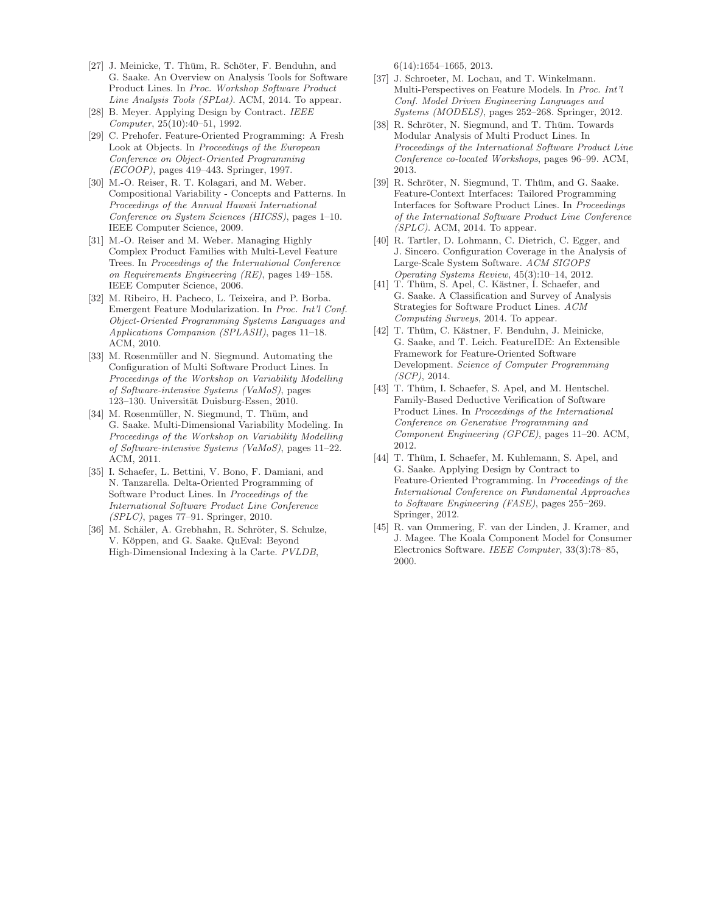[27] J. Meinicke, T. Thüm, R. Schöter, F. Benduhn, and G. Saake. An Overview on Analysis Tools for Software Product Lines. In *Proc. Workshop Software Product Line Analysis Tools (SPLat)*. ACM, 2014. To appear.

[28] B. Meyer. Applying Design by Contract. *IEEE Computer*, 25(10):40–51, 1992.

[29] C. Prehofer. Feature-Oriented Programming: A Fresh Look at Objects. In *Proceedings of the European Conference on Object-Oriented Programming (ECOOP)*, pages 419–443. Springer, 1997.

[30] M.-O. Reiser, R. T. Kolagari, and M. Weber. Compositional Variability - Concepts and Patterns. In *Proceedings of the Annual Hawaii International Conference on System Sciences (HICSS)*, pages 1–10. IEEE Computer Science, 2009.

[31] M.-O. Reiser and M. Weber. Managing Highly Complex Product Families with Multi-Level Feature Trees. In *Proceedings of the International Conference on Requirements Engineering (RE)*, pages 149–158. IEEE Computer Science, 2006.

[32] M. Ribeiro, H. Pacheco, L. Teixeira, and P. Borba. Emergent Feature Modularization. In *Proc. Int'l Conf. Object-Oriented Programming Systems Languages and Applications Companion (SPLASH)*, pages 11–18. ACM, 2010.

[33] M. Rosenmüller and N. Siegmund. Automating the Configuration of Multi Software Product Lines. In *Proceedings of the Workshop on Variability Modelling of Software-intensive Systems (VaMoS)*, pages 123–130. Universität Duisburg-Essen, 2010.

[34] M. Rosenmüller, N. Siegmund, T. Thüm, and G. Saake. Multi-Dimensional Variability Modeling. In *Proceedings of the Workshop on Variability Modelling of Software-intensive Systems (VaMoS)*, pages 11–22. ACM, 2011.

[35] I. Schaefer, L. Bettini, V. Bono, F. Damiani, and N. Tanzarella. Delta-Oriented Programming of Software Product Lines. In *Proceedings of the International Software Product Line Conference (SPLC)*, pages 77–91. Springer, 2010.

[36] M. Schäler, A. Grebhahn, R. Schröter, S. Schulze, V. Köppen, and G. Saake. QuEval: Beyond High-Dimensional Indexing à la Carte. *PVLDB*, 6(14):1654–1665, 2013.

[37] J. Schroeter, M. Lochau, and T. Winkelmann. Multi-Perspectives on Feature Models. In *Proc. Int'l Conf. Model Driven Engineering Languages and Systems (MODELS)*, pages 252–268. Springer, 2012.

[38] R. Schröter, N. Siegmund, and T. Thüm. Towards Modular Analysis of Multi Product Lines. In *Proceedings of the International Software Product Line Conference co-located Workshops*, pages 96–99. ACM, 2013.

[39] R. Schröter, N. Siegmund, T. Thüm, and G. Saake. Feature-Context Interfaces: Tailored Programming Interfaces for Software Product Lines. In *Proceedings of the International Software Product Line Conference (SPLC)*. ACM, 2014. To appear.

[40] R. Tartler, D. Lohmann, C. Dietrich, C. Egger, and J. Sincero. Configuration Coverage in the Analysis of Large-Scale System Software. *ACM SIGOPS Operating Systems Review*, 45(3):10–14, 2012.

[41] T. Thüm, S. Apel, C. Kästner, I. Schaefer, and G. Saake. A Classification and Survey of Analysis Strategies for Software Product Lines. *ACM Computing Surveys*, 2014. To appear.

[42] T. Thüm, C. Kästner, F. Benduhn, J. Meinicke, G. Saake, and T. Leich. FeatureIDE: An Extensible Framework for Feature-Oriented Software Development. *Science of Computer Programming (SCP)*, 2014.

[43] T. Thüm, I. Schaefer, S. Apel, and M. Hentschel. Family-Based Deductive Verification of Software Product Lines. In *Proceedings of the International Conference on Generative Programming and Component Engineering (GPCE)*, pages 11–20. ACM, 2012.

[44] T. Thüm, I. Schaefer, M. Kuhlemann, S. Apel, and G. Saake. Applying Design by Contract to Feature-Oriented Programming. In *Proceedings of the International Conference on Fundamental Approaches to Software Engineering (FASE)*, pages 255–269. Springer, 2012.

[45] R. van Ommering, F. van der Linden, J. Kramer, and J. Magee. The Koala Component Model for Consumer Electronics Software. *IEEE Computer*, 33(3):78–85, 2000.